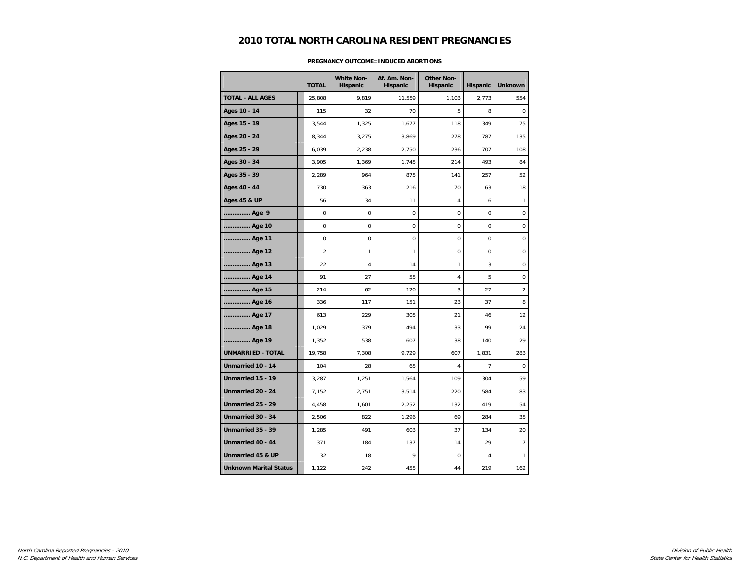# 2010 TOTAL NORTH CAROLINA RESIDENT PREGNANCIES

**PREGNANCY OUTCOME=INDUCED ABORTIONS**

| | TOTAL | White Non-Hispanic | Af. Am. Non-Hispanic | Other Non-Hispanic | Hispanic | Unknown |
|---|---|---|---|---|---|---|
| TOTAL - ALL AGES | 25,808 | 9,819 | 11,559 | 1,103 | 2,773 | 554 |
| Ages 10 - 14 | 115 | 32 | 70 | 5 | 8 | 0 |
| Ages 15 - 19 | 3,544 | 1,325 | 1,677 | 118 | 349 | 75 |
| Ages 20 - 24 | 8,344 | 3,275 | 3,869 | 278 | 787 | 135 |
| Ages 25 - 29 | 6,039 | 2,238 | 2,750 | 236 | 707 | 108 |
| Ages 30 - 34 | 3,905 | 1,369 | 1,745 | 214 | 493 | 84 |
| Ages 35 - 39 | 2,289 | 964 | 875 | 141 | 257 | 52 |
| Ages 40 - 44 | 730 | 363 | 216 | 70 | 63 | 18 |
| Ages 45 & UP | 56 | 34 | 11 | 4 | 6 | 1 |
| .............. Age 9 | 0 | 0 | 0 | 0 | 0 | 0 |
| .............. Age 10 | 0 | 0 | 0 | 0 | 0 | 0 |
| .............. Age 11 | 0 | 0 | 0 | 0 | 0 | 0 |
| .............. Age 12 | 2 | 1 | 1 | 0 | 0 | 0 |
| .............. Age 13 | 22 | 4 | 14 | 1 | 3 | 0 |
| .............. Age 14 | 91 | 27 | 55 | 4 | 5 | 0 |
| .............. Age 15 | 214 | 62 | 120 | 3 | 27 | 2 |
| .............. Age 16 | 336 | 117 | 151 | 23 | 37 | 8 |
| .............. Age 17 | 613 | 229 | 305 | 21 | 46 | 12 |
| .............. Age 18 | 1,029 | 379 | 494 | 33 | 99 | 24 |
| .............. Age 19 | 1,352 | 538 | 607 | 38 | 140 | 29 |
| UNMARRIED - TOTAL | 19,758 | 7,308 | 9,729 | 607 | 1,831 | 283 |
| Unmarried 10 - 14 | 104 | 28 | 65 | 4 | 7 | 0 |
| Unmarried 15 - 19 | 3,287 | 1,251 | 1,564 | 109 | 304 | 59 |
| Unmarried 20 - 24 | 7,152 | 2,751 | 3,514 | 220 | 584 | 83 |
| Unmarried 25 - 29 | 4,458 | 1,601 | 2,252 | 132 | 419 | 54 |
| Unmarried 30 - 34 | 2,506 | 822 | 1,296 | 69 | 284 | 35 |
| Unmarried 35 - 39 | 1,285 | 491 | 603 | 37 | 134 | 20 |
| Unmarried 40 - 44 | 371 | 184 | 137 | 14 | 29 | 7 |
| Unmarried 45 & UP | 32 | 18 | 9 | 0 | 4 | 1 |
| Unknown Marital Status | 1,122 | 242 | 455 | 44 | 219 | 162 |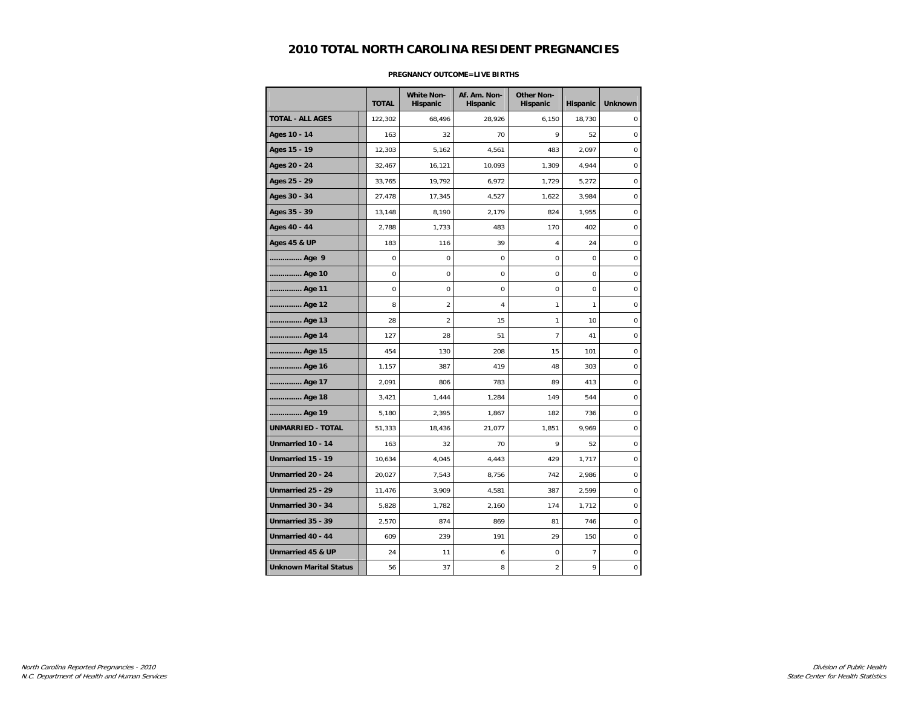# 2010 TOTAL NORTH CAROLINA RESIDENT PREGNANCIES

**PREGNANCY OUTCOME=LIVE BIRTHS**

| | TOTAL | White Non-Hispanic | Af. Am. Non-Hispanic | Other Non-Hispanic | Hispanic | Unknown |
|---|---|---|---|---|---|---|
| **TOTAL - ALL AGES** | 122,302 | 68,496 | 28,926 | 6,150 | 18,730 | 0 |
| **Ages 10 - 14** | 163 | 32 | 70 | 9 | 52 | 0 |
| **Ages 15 - 19** | 12,303 | 5,162 | 4,561 | 483 | 2,097 | 0 |
| **Ages 20 - 24** | 32,467 | 16,121 | 10,093 | 1,309 | 4,944 | 0 |
| **Ages 25 - 29** | 33,765 | 19,792 | 6,972 | 1,729 | 5,272 | 0 |
| **Ages 30 - 34** | 27,478 | 17,345 | 4,527 | 1,622 | 3,984 | 0 |
| **Ages 35 - 39** | 13,148 | 8,190 | 2,179 | 824 | 1,955 | 0 |
| **Ages 40 - 44** | 2,788 | 1,733 | 483 | 170 | 402 | 0 |
| **Ages 45 & UP** | 183 | 116 | 39 | 4 | 24 | 0 |
| **............... Age 9** | 0 | 0 | 0 | 0 | 0 | 0 |
| **............... Age 10** | 0 | 0 | 0 | 0 | 0 | 0 |
| **............... Age 11** | 0 | 0 | 0 | 0 | 0 | 0 |
| **............... Age 12** | 8 | 2 | 4 | 1 | 1 | 0 |
| **............... Age 13** | 28 | 2 | 15 | 1 | 10 | 0 |
| **............... Age 14** | 127 | 28 | 51 | 7 | 41 | 0 |
| **............... Age 15** | 454 | 130 | 208 | 15 | 101 | 0 |
| **............... Age 16** | 1,157 | 387 | 419 | 48 | 303 | 0 |
| **............... Age 17** | 2,091 | 806 | 783 | 89 | 413 | 0 |
| **............... Age 18** | 3,421 | 1,444 | 1,284 | 149 | 544 | 0 |
| **............... Age 19** | 5,180 | 2,395 | 1,867 | 182 | 736 | 0 |
| **UNMARRIED - TOTAL** | 51,333 | 18,436 | 21,077 | 1,851 | 9,969 | 0 |
| **Unmarried 10 - 14** | 163 | 32 | 70 | 9 | 52 | 0 |
| **Unmarried 15 - 19** | 10,634 | 4,045 | 4,443 | 429 | 1,717 | 0 |
| **Unmarried 20 - 24** | 20,027 | 7,543 | 8,756 | 742 | 2,986 | 0 |
| **Unmarried 25 - 29** | 11,476 | 3,909 | 4,581 | 387 | 2,599 | 0 |
| **Unmarried 30 - 34** | 5,828 | 1,782 | 2,160 | 174 | 1,712 | 0 |
| **Unmarried 35 - 39** | 2,570 | 874 | 869 | 81 | 746 | 0 |
| **Unmarried 40 - 44** | 609 | 239 | 191 | 29 | 150 | 0 |
| **Unmarried 45 & UP** | 24 | 11 | 6 | 0 | 7 | 0 |
| **Unknown Marital Status** | 56 | 37 | 8 | 2 | 9 | 0 |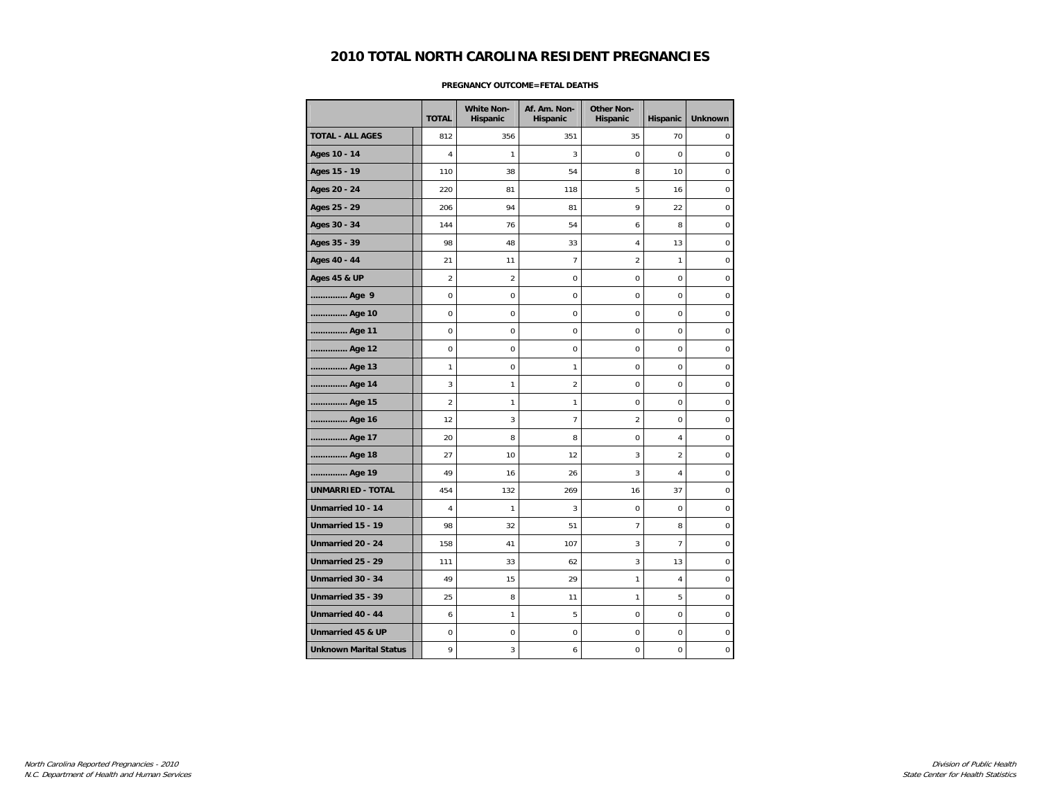# 2010 TOTAL NORTH CAROLINA RESIDENT PREGNANCIES

**PREGNANCY OUTCOME=FETAL DEATHS**

| | TOTAL | White Non-Hispanic | Af. Am. Non-Hispanic | Other Non-Hispanic | Hispanic | Unknown |
|---|---|---|---|---|---|---|
| **TOTAL - ALL AGES** | 812 | 356 | 351 | 35 | 70 | 0 |
| **Ages 10 - 14** | 4 | 1 | 3 | 0 | 0 | 0 |
| **Ages 15 - 19** | 110 | 38 | 54 | 8 | 10 | 0 |
| **Ages 20 - 24** | 220 | 81 | 118 | 5 | 16 | 0 |
| **Ages 25 - 29** | 206 | 94 | 81 | 9 | 22 | 0 |
| **Ages 30 - 34** | 144 | 76 | 54 | 6 | 8 | 0 |
| **Ages 35 - 39** | 98 | 48 | 33 | 4 | 13 | 0 |
| **Ages 40 - 44** | 21 | 11 | 7 | 2 | 1 | 0 |
| **Ages 45 & UP** | 2 | 2 | 0 | 0 | 0 | 0 |
| **............... Age 9** | 0 | 0 | 0 | 0 | 0 | 0 |
| **............... Age 10** | 0 | 0 | 0 | 0 | 0 | 0 |
| **............... Age 11** | 0 | 0 | 0 | 0 | 0 | 0 |
| **............... Age 12** | 0 | 0 | 0 | 0 | 0 | 0 |
| **............... Age 13** | 1 | 0 | 1 | 0 | 0 | 0 |
| **............... Age 14** | 3 | 1 | 2 | 0 | 0 | 0 |
| **............... Age 15** | 2 | 1 | 1 | 0 | 0 | 0 |
| **............... Age 16** | 12 | 3 | 7 | 2 | 0 | 0 |
| **............... Age 17** | 20 | 8 | 8 | 0 | 4 | 0 |
| **............... Age 18** | 27 | 10 | 12 | 3 | 2 | 0 |
| **............... Age 19** | 49 | 16 | 26 | 3 | 4 | 0 |
| **UNMARRIED - TOTAL** | 454 | 132 | 269 | 16 | 37 | 0 |
| **Unmarried 10 - 14** | 4 | 1 | 3 | 0 | 0 | 0 |
| **Unmarried 15 - 19** | 98 | 32 | 51 | 7 | 8 | 0 |
| **Unmarried 20 - 24** | 158 | 41 | 107 | 3 | 7 | 0 |
| **Unmarried 25 - 29** | 111 | 33 | 62 | 3 | 13 | 0 |
| **Unmarried 30 - 34** | 49 | 15 | 29 | 1 | 4 | 0 |
| **Unmarried 35 - 39** | 25 | 8 | 11 | 1 | 5 | 0 |
| **Unmarried 40 - 44** | 6 | 1 | 5 | 0 | 0 | 0 |
| **Unmarried 45 & UP** | 0 | 0 | 0 | 0 | 0 | 0 |
| **Unknown Marital Status** | 9 | 3 | 6 | 0 | 0 | 0 |

*North Carolina Reported Pregnancies - 2010*
*N.C. Department of Health and Human Services*

*Division of Public Health*
*State Center for Health Statistics*